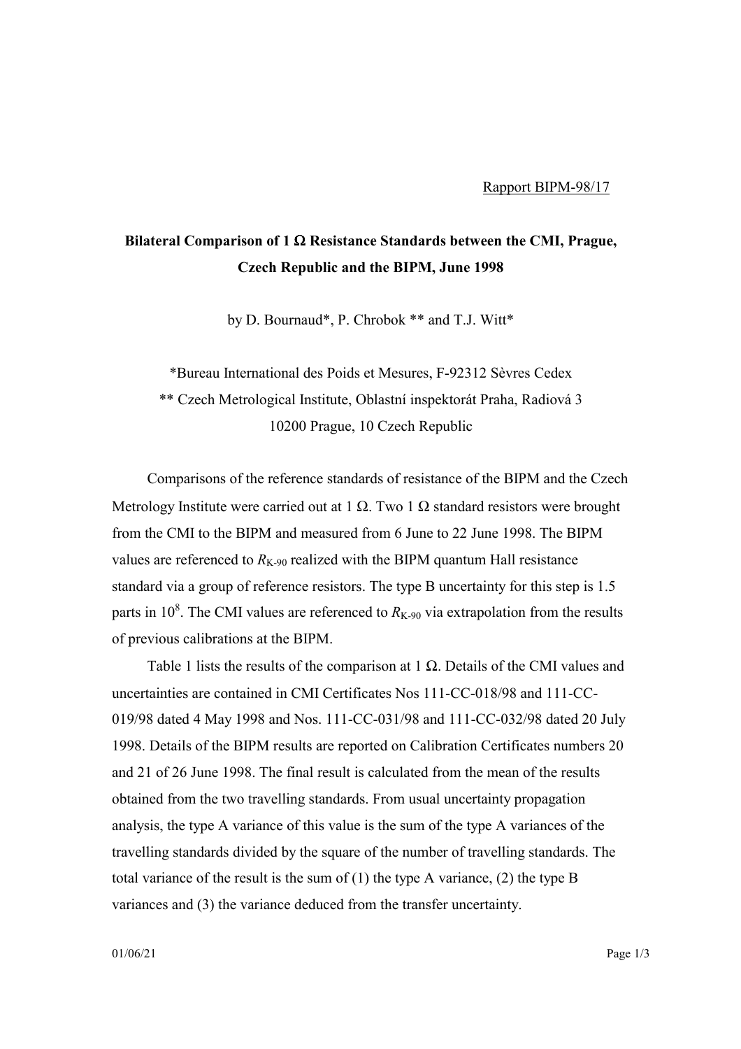Rapport BIPM-98/17

# Bilateral Comparison of 1 Ω Resistance Standards between the CMI, Prague, Czech Republic and the BIPM, June 1998

by D. Bournaud*, P. Chrobok ** and T.J. Witt*

*Bureau International des Poids et Mesures, F-92312 Sèvres Cedex
** Czech Metrological Institute, Oblastní inspektorát Praha, Radiová 3
10200 Prague, 10 Czech Republic

Comparisons of the reference standards of resistance of the BIPM and the Czech Metrology Institute were carried out at 1 Ω. Two 1 Ω standard resistors were brought from the CMI to the BIPM and measured from 6 June to 22 June 1998. The BIPM values are referenced to $R_{K-90}$ realized with the BIPM quantum Hall resistance standard via a group of reference resistors. The type B uncertainty for this step is 1.5 parts in $10^8$. The CMI values are referenced to $R_{K-90}$ via extrapolation from the results of previous calibrations at the BIPM.

Table 1 lists the results of the comparison at 1 Ω. Details of the CMI values and uncertainties are contained in CMI Certificates Nos 111-CC-018/98 and 111-CC-019/98 dated 4 May 1998 and Nos. 111-CC-031/98 and 111-CC-032/98 dated 20 July 1998. Details of the BIPM results are reported on Calibration Certificates numbers 20 and 21 of 26 June 1998. The final result is calculated from the mean of the results obtained from the two travelling standards. From usual uncertainty propagation analysis, the type A variance of this value is the sum of the type A variances of the travelling standards divided by the square of the number of travelling standards. The total variance of the result is the sum of (1) the type A variance, (2) the type B variances and (3) the variance deduced from the transfer uncertainty.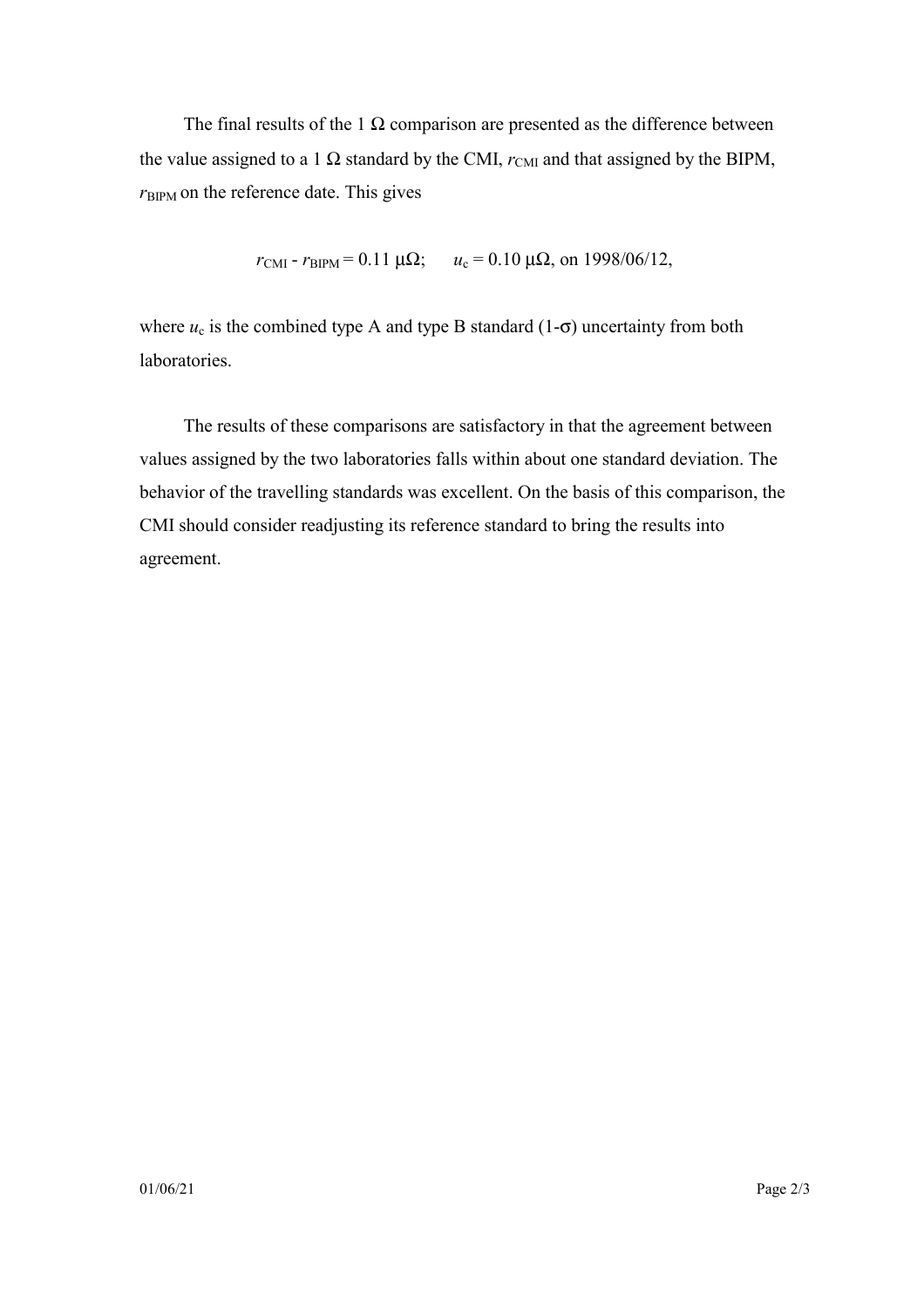The final results of the 1 Ω comparison are presented as the difference between the value assigned to a 1 Ω standard by the CMI, $r_{\mathrm{CMI}}$ and that assigned by the BIPM, $r_{\mathrm{BIPM}}$ on the reference date. This gives

$$r_{\mathrm{CMI}} - r_{\mathrm{BIPM}} = 0.11\ \mu\Omega; \qquad u_{\mathrm{c}} = 0.10\ \mu\Omega, \text{ on } 1998/06/12,$$

where $u_{\mathrm{c}}$ is the combined type A and type B standard (1-$\sigma$) uncertainty from both laboratories.

The results of these comparisons are satisfactory in that the agreement between values assigned by the two laboratories falls within about one standard deviation. The behavior of the travelling standards was excellent. On the basis of this comparison, the CMI should consider readjusting its reference standard to bring the results into agreement.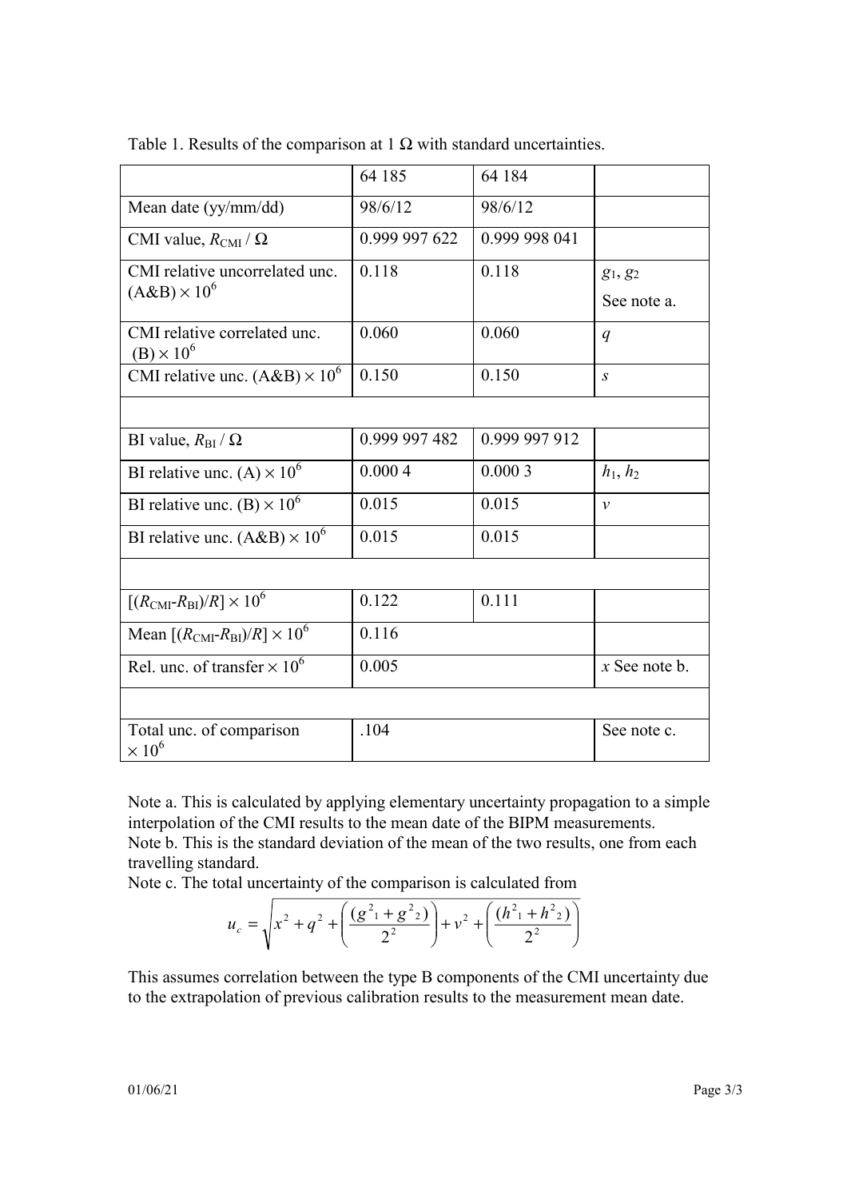Table 1. Results of the comparison at 1 Ω with standard uncertainties.

| | 64 185 | 64 184 | |
|---|---|---|---|
| Mean date (yy/mm/dd) | 98/6/12 | 98/6/12 | |
| CMI value, $R_{\mathrm{CMI}}$ / Ω | 0.999 997 622 | 0.999 998 041 | |
| CMI relative uncorrelated unc. (A&B) $\times 10^6$ | 0.118 | 0.118 | $g_1$, $g_2$ See note a. |
| CMI relative correlated unc. (B) $\times 10^6$ | 0.060 | 0.060 | $q$ |
| CMI relative unc. (A&B) $\times 10^6$ | 0.150 | 0.150 | $s$ |
| | | | |
| BI value, $R_{\mathrm{BI}}$ / Ω | 0.999 997 482 | 0.999 997 912 | |
| BI relative unc. (A) $\times 10^6$ | 0.000 4 | 0.000 3 | $h_1$, $h_2$ |
| BI relative unc. (B) $\times 10^6$ | 0.015 | 0.015 | $v$ |
| BI relative unc. (A&B) $\times 10^6$ | 0.015 | 0.015 | |
| | | | |
| $[(R_{\mathrm{CMI}}-R_{\mathrm{BI}})/R] \times 10^6$ | 0.122 | 0.111 | |
| Mean $[(R_{\mathrm{CMI}}-R_{\mathrm{BI}})/R] \times 10^6$ | 0.116 | | |
| Rel. unc. of transfer $\times 10^6$ | 0.005 | | $x$ See note b. |
| | | | |
| Total unc. of comparison $\times 10^6$ | .104 | | See note c. |

Note a. This is calculated by applying elementary uncertainty propagation to a simple interpolation of the CMI results to the mean date of the BIPM measurements.
Note b. This is the standard deviation of the mean of the two results, one from each travelling standard.
Note c. The total uncertainty of the comparison is calculated from

$$u_c = \sqrt{x^2 + q^2 + \left(\frac{(g^2{}_1 + g^2{}_2)}{2^2}\right) + v^2 + \left(\frac{(h^2{}_1 + h^2{}_2)}{2^2}\right)}$$

This assumes correlation between the type B components of the CMI uncertainty due to the extrapolation of previous calibration results to the measurement mean date.